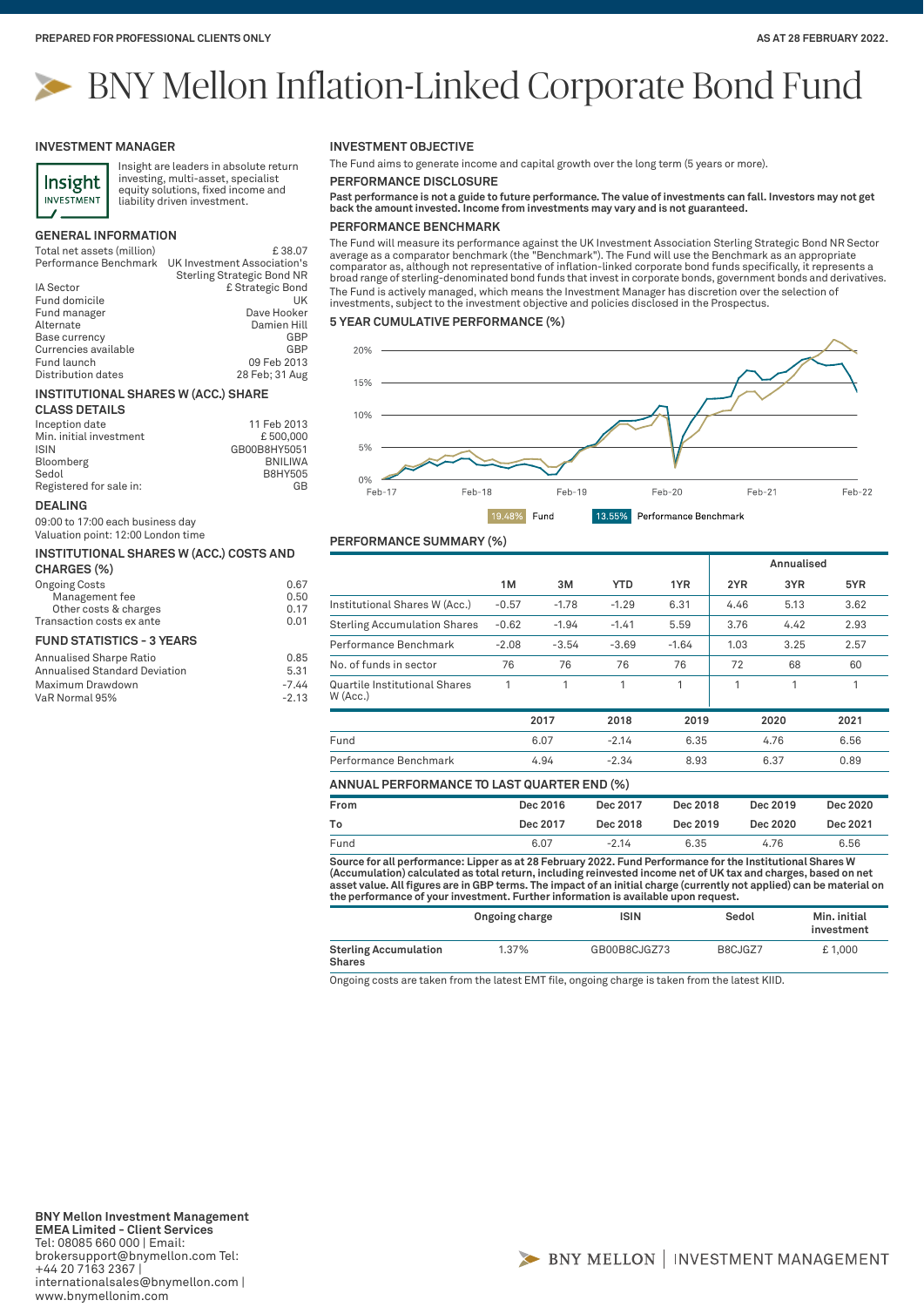PREPARED FOR PROFESSIONAL CLIENTS ONLY

AS AT 28 FEBRUARY 2022.

# BNY Mellon Inflation-Linked Corporate Bond Fund

## INVESTMENT MANAGER

Insight are leaders in absolute return investing, multi-asset, specialist equity solutions, fixed income and liability driven investment.

## GENERAL INFORMATION

| | |
|---|---|
| Total net assets (million) | £ 38.07 |
| Performance Benchmark | UK Investment Association's Sterling Strategic Bond NR |
| IA Sector | £ Strategic Bond |
| Fund domicile | UK |
| Fund manager | Dave Hooker |
| Alternate | Damien Hill |
| Base currency | GBP |
| Currencies available | GBP |
| Fund launch | 09 Feb 2013 |
| Distribution dates | 28 Feb; 31 Aug |

## INSTITUTIONAL SHARES W (ACC.) SHARE CLASS DETAILS

| | |
|---|---|
| Inception date | 11 Feb 2013 |
| Min. initial investment | £ 500,000 |
| ISIN | GB00B8HY5051 |
| Bloomberg | BNILIWA |
| Sedol | B8HY505 |
| Registered for sale in: | GB |

## DEALING

09:00 to 17:00 each business day
Valuation point: 12:00 London time

## INSTITUTIONAL SHARES W (ACC.) COSTS AND CHARGES (%)

| | |
|---|---|
| Ongoing Costs | 0.67 |
| Management fee | 0.50 |
| Other costs & charges | 0.17 |
| Transaction costs ex ante | 0.01 |

## FUND STATISTICS - 3 YEARS

| | |
|---|---|
| Annualised Sharpe Ratio | 0.85 |
| Annualised Standard Deviation | 5.31 |
| Maximum Drawdown | -7.44 |
| VaR Normal 95% | -2.13 |

## INVESTMENT OBJECTIVE

The Fund aims to generate income and capital growth over the long term (5 years or more).

## PERFORMANCE DISCLOSURE

**Past performance is not a guide to future performance. The value of investments can fall. Investors may not get back the amount invested. Income from investments may vary and is not guaranteed.**

## PERFORMANCE BENCHMARK

The Fund will measure its performance against the UK Investment Association Sterling Strategic Bond NR Sector average as a comparator benchmark (the "Benchmark"). The Fund will use the Benchmark as an appropriate comparator as, although not representative of inflation-linked corporate bond funds specifically, it represents a broad range of sterling-denominated bond funds that invest in corporate bonds, government bonds and derivatives.

The Fund is actively managed, which means the Investment Manager has discretion over the selection of investments, subject to the investment objective and policies disclosed in the Prospectus.

## 5 YEAR CUMULATIVE PERFORMANCE (%)

19.48% Fund | 13.55% Performance Benchmark

## PERFORMANCE SUMMARY (%)

| | 1M | 3M | YTD | 1YR | Annualised 2YR | Annualised 3YR | Annualised 5YR |
|---|---|---|---|---|---|---|---|
| Institutional Shares W (Acc.) | -0.57 | -1.78 | -1.29 | 6.31 | 4.46 | 5.13 | 3.62 |
| Sterling Accumulation Shares | -0.62 | -1.94 | -1.41 | 5.59 | 3.76 | 4.42 | 2.93 |
| Performance Benchmark | -2.08 | -3.54 | -3.69 | -1.64 | 1.03 | 3.25 | 2.57 |
| No. of funds in sector | 76 | 76 | 76 | 76 | 72 | 68 | 60 |
| Quartile Institutional Shares W (Acc.) | 1 | 1 | 1 | 1 | 1 | 1 | 1 |

| | 2017 | 2018 | 2019 | 2020 | 2021 |
|---|---|---|---|---|---|
| Fund | 6.07 | -2.14 | 6.35 | 4.76 | 6.56 |
| Performance Benchmark | 4.94 | -2.34 | 8.93 | 6.37 | 0.89 |

## ANNUAL PERFORMANCE TO LAST QUARTER END (%)

| From | Dec 2016 | Dec 2017 | Dec 2018 | Dec 2019 | Dec 2020 |
|---|---|---|---|---|---|
| To | Dec 2017 | Dec 2018 | Dec 2019 | Dec 2020 | Dec 2021 |
| Fund | 6.07 | -2.14 | 6.35 | 4.76 | 6.56 |

**Source for all performance: Lipper as at 28 February 2022. Fund Performance for the Institutional Shares W (Accumulation) calculated as total return, including reinvested income net of UK tax and charges, based on net asset value. All figures are in GBP terms. The impact of an initial charge (currently not applied) can be material on the performance of your investment. Further information is available upon request.**

| | Ongoing charge | ISIN | Sedol | Min. initial investment |
|---|---|---|---|---|
| **Sterling Accumulation Shares** | 1.37% | GB00B8CJGZ73 | B8CJGZ7 | £ 1,000 |

Ongoing costs are taken from the latest EMT file, ongoing charge is taken from the latest KIID.

**BNY Mellon Investment Management EMEA Limited - Client Services**
Tel: 08085 660 000 | Email: brokersupport@bnymellon.com Tel: +44 20 7163 2367 | internationalsales@bnymellon.com | www.bnymellonim.com

BNY MELLON | INVESTMENT MANAGEMENT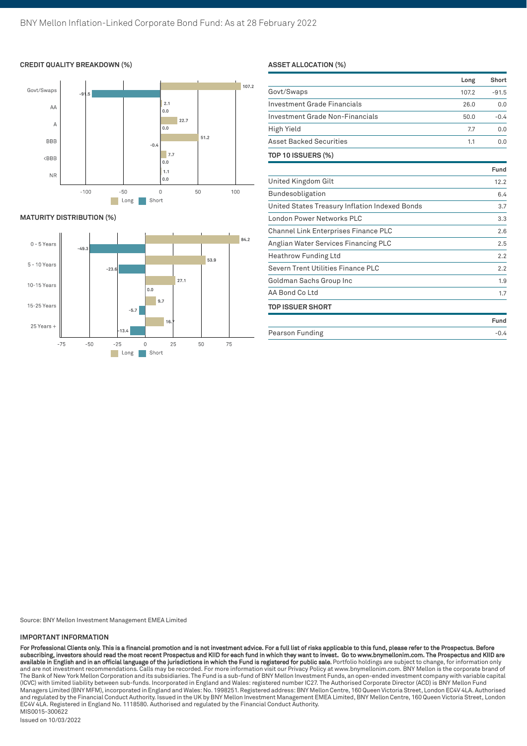# BNY Mellon Inflation-Linked Corporate Bond Fund: As at 28 February 2022

## CREDIT QUALITY BREAKDOWN (%)

Govt/Swaps
AA
A
BBB
<BBB
NR

107.2
-91.5
2.1
0.0
22.7
0.0
51.2
-0.4
7.7
0.0
1.1
0.0

-100
-50
0
50
100

Long
Short

## MATURITY DISTRIBUTION (%)

0 - 5 Years
5 - 10 Years
10-15 Years
15-25 Years
25 Years +

84.2
-49.3
53.9
-23.6
27.1
0.0
9.7
-5.7
16.7
-13.4

-75
-50
-25
0
25
50
75

Long
Short

## ASSET ALLOCATION (%)

| | Long | Short |
|---|---|---|
| Govt/Swaps | 107.2 | -91.5 |
| Investment Grade Financials | 26.0 | 0.0 |
| Investment Grade Non-Financials | 50.0 | -0.4 |
| High Yield | 7.7 | 0.0 |
| Asset Backed Securities | 1.1 | 0.0 |

## TOP 10 ISSUERS (%)

| | Fund |
|---|---|
| United Kingdom Gilt | 12.2 |
| Bundesobligation | 6.4 |
| United States Treasury Inflation Indexed Bonds | 3.7 |
| London Power Networks PLC | 3.3 |
| Channel Link Enterprises Finance PLC | 2.6 |
| Anglian Water Services Financing PLC | 2.5 |
| Heathrow Funding Ltd | 2.2 |
| Severn Trent Utilities Finance PLC | 2.2 |
| Goldman Sachs Group Inc | 1.9 |
| AA Bond Co Ltd | 1.7 |

## TOP ISSUER SHORT

| | Fund |
|---|---|
| Pearson Funding | -0.4 |

Source: BNY Mellon Investment Management EMEA Limited

## IMPORTANT INFORMATION

**For Professional Clients only. This is a financial promotion and is not investment advice. For a full list of risks applicable to this fund, please refer to the Prospectus. Before subscribing, investors should read the most recent Prospectus and KIID for each fund in which they want to invest. Go to www.bnymellonim.com. The Prospectus and KIID are available in English and in an official language of the jurisdictions in which the Fund is registered for public sale.** Portfolio holdings are subject to change, for information only and are not investment recommendations. Calls may be recorded. For more information visit our Privacy Policy at www.bnymellonim.com. BNY Mellon is the corporate brand of The Bank of New York Mellon Corporation and its subsidiaries. The Fund is a sub-fund of BNY Mellon Investment Funds, an open-ended investment company with variable capital (ICVC) with limited liability between sub-funds. Incorporated in England and Wales: registered number IC27. The Authorised Corporate Director (ACD) is BNY Mellon Fund Managers Limited (BNY MFM), incorporated in England and Wales: No. 1998251. Registered address: BNY Mellon Centre, 160 Queen Victoria Street, London EC4V 4LA. Authorised and regulated by the Financial Conduct Authority. Issued in the UK by BNY Mellon Investment Management EMEA Limited, BNY Mellon Centre, 160 Queen Victoria Street, London EC4V 4LA. Registered in England No. 1118580. Authorised and regulated by the Financial Conduct Authority.
MIS0015-300622
Issued on 10/03/2022